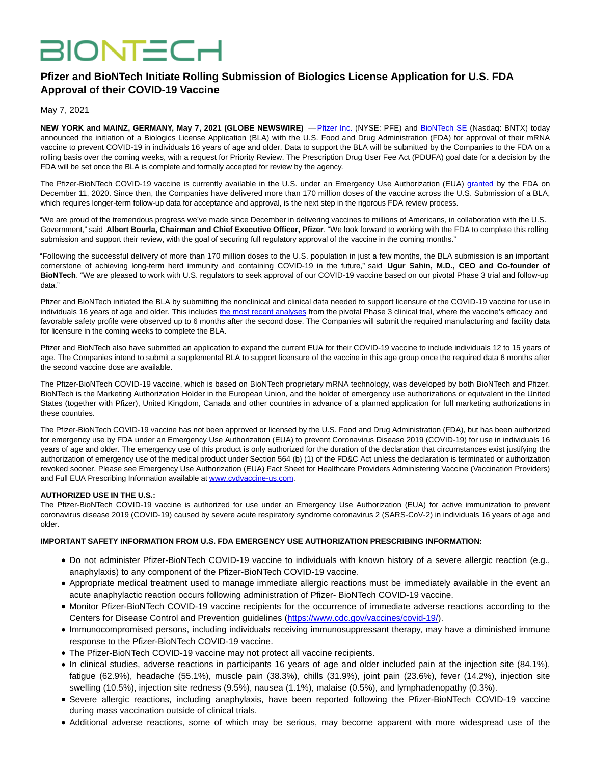BIONTECH

# Pfizer and BioNTech Initiate Rolling Submission of Biologics License Application for U.S. FDA Approval of their COVID-19 Vaccine

May 7, 2021

**NEW YORK and MAINZ, GERMANY, May 7, 2021 (GLOBE NEWSWIRE)** — Pfizer Inc. (NYSE: PFE) and BioNTech SE (Nasdaq: BNTX) today announced the initiation of a Biologics License Application (BLA) with the U.S. Food and Drug Administration (FDA) for approval of their mRNA vaccine to prevent COVID-19 in individuals 16 years of age and older. Data to support the BLA will be submitted by the Companies to the FDA on a rolling basis over the coming weeks, with a request for Priority Review. The Prescription Drug User Fee Act (PDUFA) goal date for a decision by the FDA will be set once the BLA is complete and formally accepted for review by the agency.

The Pfizer-BioNTech COVID-19 vaccine is currently available in the U.S. under an Emergency Use Authorization (EUA) granted by the FDA on December 11, 2020. Since then, the Companies have delivered more than 170 million doses of the vaccine across the U.S. Submission of a BLA, which requires longer-term follow-up data for acceptance and approval, is the next step in the rigorous FDA review process.

"We are proud of the tremendous progress we've made since December in delivering vaccines to millions of Americans, in collaboration with the U.S. Government," said **Albert Bourla, Chairman and Chief Executive Officer, Pfizer**. "We look forward to working with the FDA to complete this rolling submission and support their review, with the goal of securing full regulatory approval of the vaccine in the coming months."

"Following the successful delivery of more than 170 million doses to the U.S. population in just a few months, the BLA submission is an important cornerstone of achieving long-term herd immunity and containing COVID-19 in the future," said **Ugur Sahin, M.D., CEO and Co-founder of BioNTech**. "We are pleased to work with U.S. regulators to seek approval of our COVID-19 vaccine based on our pivotal Phase 3 trial and follow-up data."

Pfizer and BioNTech initiated the BLA by submitting the nonclinical and clinical data needed to support licensure of the COVID-19 vaccine for use in individuals 16 years of age and older. This includes the most recent analyses from the pivotal Phase 3 clinical trial, where the vaccine's efficacy and favorable safety profile were observed up to 6 months after the second dose. The Companies will submit the required manufacturing and facility data for licensure in the coming weeks to complete the BLA.

Pfizer and BioNTech also have submitted an application to expand the current EUA for their COVID-19 vaccine to include individuals 12 to 15 years of age. The Companies intend to submit a supplemental BLA to support licensure of the vaccine in this age group once the required data 6 months after the second vaccine dose are available.

The Pfizer-BioNTech COVID-19 vaccine, which is based on BioNTech proprietary mRNA technology, was developed by both BioNTech and Pfizer. BioNTech is the Marketing Authorization Holder in the European Union, and the holder of emergency use authorizations or equivalent in the United States (together with Pfizer), United Kingdom, Canada and other countries in advance of a planned application for full marketing authorizations in these countries.

The Pfizer-BioNTech COVID-19 vaccine has not been approved or licensed by the U.S. Food and Drug Administration (FDA), but has been authorized for emergency use by FDA under an Emergency Use Authorization (EUA) to prevent Coronavirus Disease 2019 (COVID-19) for use in individuals 16 years of age and older. The emergency use of this product is only authorized for the duration of the declaration that circumstances exist justifying the authorization of emergency use of the medical product under Section 564 (b) (1) of the FD&C Act unless the declaration is terminated or authorization revoked sooner. Please see Emergency Use Authorization (EUA) Fact Sheet for Healthcare Providers Administering Vaccine (Vaccination Providers) and Full EUA Prescribing Information available at www.cvdvaccine-us.com.

**AUTHORIZED USE IN THE U.S.:**
The Pfizer-BioNTech COVID-19 vaccine is authorized for use under an Emergency Use Authorization (EUA) for active immunization to prevent coronavirus disease 2019 (COVID-19) caused by severe acute respiratory syndrome coronavirus 2 (SARS-CoV-2) in individuals 16 years of age and older.

**IMPORTANT SAFETY INFORMATION FROM U.S. FDA EMERGENCY USE AUTHORIZATION PRESCRIBING INFORMATION:**

- Do not administer Pfizer-BioNTech COVID-19 vaccine to individuals with known history of a severe allergic reaction (e.g., anaphylaxis) to any component of the Pfizer-BioNTech COVID-19 vaccine.
- Appropriate medical treatment used to manage immediate allergic reactions must be immediately available in the event an acute anaphylactic reaction occurs following administration of Pfizer- BioNTech COVID-19 vaccine.
- Monitor Pfizer-BioNTech COVID-19 vaccine recipients for the occurrence of immediate adverse reactions according to the Centers for Disease Control and Prevention guidelines (https://www.cdc.gov/vaccines/covid-19/).
- Immunocompromised persons, including individuals receiving immunosuppressant therapy, may have a diminished immune response to the Pfizer-BioNTech COVID-19 vaccine.
- The Pfizer-BioNTech COVID-19 vaccine may not protect all vaccine recipients.
- In clinical studies, adverse reactions in participants 16 years of age and older included pain at the injection site (84.1%), fatigue (62.9%), headache (55.1%), muscle pain (38.3%), chills (31.9%), joint pain (23.6%), fever (14.2%), injection site swelling (10.5%), injection site redness (9.5%), nausea (1.1%), malaise (0.5%), and lymphadenopathy (0.3%).
- Severe allergic reactions, including anaphylaxis, have been reported following the Pfizer-BioNTech COVID-19 vaccine during mass vaccination outside of clinical trials.
- Additional adverse reactions, some of which may be serious, may become apparent with more widespread use of the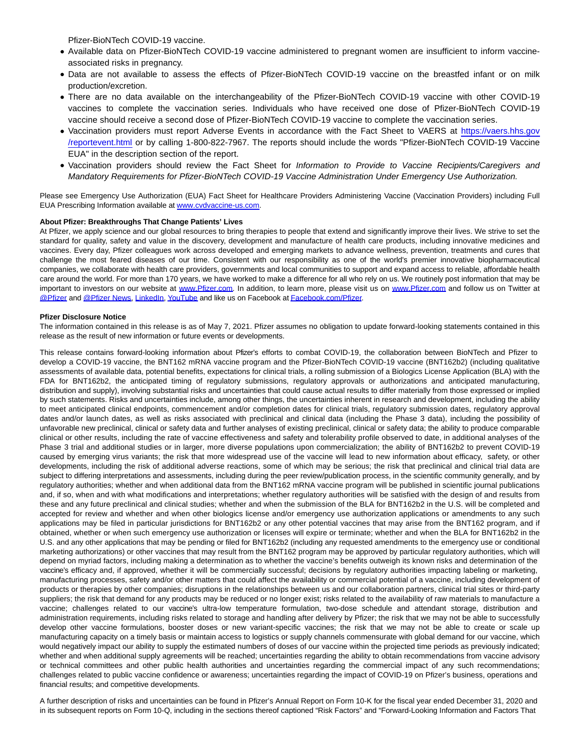Pfizer-BioNTech COVID-19 vaccine.

- Available data on Pfizer-BioNTech COVID-19 vaccine administered to pregnant women are insufficient to inform vaccine-associated risks in pregnancy.
- Data are not available to assess the effects of Pfizer-BioNTech COVID-19 vaccine on the breastfed infant or on milk production/excretion.
- There are no data available on the interchangeability of the Pfizer-BioNTech COVID-19 vaccine with other COVID-19 vaccines to complete the vaccination series. Individuals who have received one dose of Pfizer-BioNTech COVID-19 vaccine should receive a second dose of Pfizer-BioNTech COVID-19 vaccine to complete the vaccination series.
- Vaccination providers must report Adverse Events in accordance with the Fact Sheet to VAERS at https://vaers.hhs.gov/reportevent.html or by calling 1-800-822-7967. The reports should include the words "Pfizer-BioNTech COVID-19 Vaccine EUA" in the description section of the report.
- Vaccination providers should review the Fact Sheet for *Information to Provide to Vaccine Recipients/Caregivers and Mandatory Requirements for Pfizer-BioNTech COVID-19 Vaccine Administration Under Emergency Use Authorization.*

Please see Emergency Use Authorization (EUA) Fact Sheet for Healthcare Providers Administering Vaccine (Vaccination Providers) including Full EUA Prescribing Information available at www.cvdvaccine-us.com.

**About Pfizer: Breakthroughs That Change Patients' Lives**

At Pfizer, we apply science and our global resources to bring therapies to people that extend and significantly improve their lives. We strive to set the standard for quality, safety and value in the discovery, development and manufacture of health care products, including innovative medicines and vaccines. Every day, Pfizer colleagues work across developed and emerging markets to advance wellness, prevention, treatments and cures that challenge the most feared diseases of our time. Consistent with our responsibility as one of the world's premier innovative biopharmaceutical companies, we collaborate with health care providers, governments and local communities to support and expand access to reliable, affordable health care around the world. For more than 170 years, we have worked to make a difference for all who rely on us. We routinely post information that may be important to investors on our website at www.Pfizer.com. In addition, to learn more, please visit us on www.Pfizer.com and follow us on Twitter at @Pfizer and @Pfizer News, LinkedIn, YouTube and like us on Facebook at Facebook.com/Pfizer.

**Pfizer Disclosure Notice**

The information contained in this release is as of May 7, 2021. Pfizer assumes no obligation to update forward-looking statements contained in this release as the result of new information or future events or developments.

This release contains forward-looking information about Pfizer's efforts to combat COVID-19, the collaboration between BioNTech and Pfizer to develop a COVID-19 vaccine, the BNT162 mRNA vaccine program and the Pfizer-BioNTech COVID-19 vaccine (BNT162b2) (including qualitative assessments of available data, potential benefits, expectations for clinical trials, a rolling submission of a Biologics License Application (BLA) with the FDA for BNT162b2, the anticipated timing of regulatory submissions, regulatory approvals or authorizations and anticipated manufacturing, distribution and supply), involving substantial risks and uncertainties that could cause actual results to differ materially from those expressed or implied by such statements. Risks and uncertainties include, among other things, the uncertainties inherent in research and development, including the ability to meet anticipated clinical endpoints, commencement and/or completion dates for clinical trials, regulatory submission dates, regulatory approval dates and/or launch dates, as well as risks associated with preclinical and clinical data (including the Phase 3 data), including the possibility of unfavorable new preclinical, clinical or safety data and further analyses of existing preclinical, clinical or safety data; the ability to produce comparable clinical or other results, including the rate of vaccine effectiveness and safety and tolerability profile observed to date, in additional analyses of the Phase 3 trial and additional studies or in larger, more diverse populations upon commercialization; the ability of BNT162b2 to prevent COVID-19 caused by emerging virus variants; the risk that more widespread use of the vaccine will lead to new information about efficacy, safety, or other developments, including the risk of additional adverse reactions, some of which may be serious; the risk that preclinical and clinical trial data are subject to differing interpretations and assessments, including during the peer review/publication process, in the scientific community generally, and by regulatory authorities; whether and when additional data from the BNT162 mRNA vaccine program will be published in scientific journal publications and, if so, when and with what modifications and interpretations; whether regulatory authorities will be satisfied with the design of and results from these and any future preclinical and clinical studies; whether and when the submission of the BLA for BNT162b2 in the U.S. will be completed and accepted for review and whether and when other biologics license and/or emergency use authorization applications or amendments to any such applications may be filed in particular jurisdictions for BNT162b2 or any other potential vaccines that may arise from the BNT162 program, and if obtained, whether or when such emergency use authorization or licenses will expire or terminate; whether and when the BLA for BNT162b2 in the U.S. and any other applications that may be pending or filed for BNT162b2 (including any requested amendments to the emergency use or conditional marketing authorizations) or other vaccines that may result from the BNT162 program may be approved by particular regulatory authorities, which will depend on myriad factors, including making a determination as to whether the vaccine's benefits outweigh its known risks and determination of the vaccine's efficacy and, if approved, whether it will be commercially successful; decisions by regulatory authorities impacting labeling or marketing, manufacturing processes, safety and/or other matters that could affect the availability or commercial potential of a vaccine, including development of products or therapies by other companies; disruptions in the relationships between us and our collaboration partners, clinical trial sites or third-party suppliers; the risk that demand for any products may be reduced or no longer exist; risks related to the availability of raw materials to manufacture a vaccine; challenges related to our vaccine's ultra-low temperature formulation, two-dose schedule and attendant storage, distribution and administration requirements, including risks related to storage and handling after delivery by Pfizer; the risk that we may not be able to successfully develop other vaccine formulations, booster doses or new variant-specific vaccines; the risk that we may not be able to create or scale up manufacturing capacity on a timely basis or maintain access to logistics or supply channels commensurate with global demand for our vaccine, which would negatively impact our ability to supply the estimated numbers of doses of our vaccine within the projected time periods as previously indicated; whether and when additional supply agreements will be reached; uncertainties regarding the ability to obtain recommendations from vaccine advisory or technical committees and other public health authorities and uncertainties regarding the commercial impact of any such recommendations; challenges related to public vaccine confidence or awareness; uncertainties regarding the impact of COVID-19 on Pfizer's business, operations and financial results; and competitive developments.

A further description of risks and uncertainties can be found in Pfizer's Annual Report on Form 10-K for the fiscal year ended December 31, 2020 and in its subsequent reports on Form 10-Q, including in the sections thereof captioned "Risk Factors" and "Forward-Looking Information and Factors That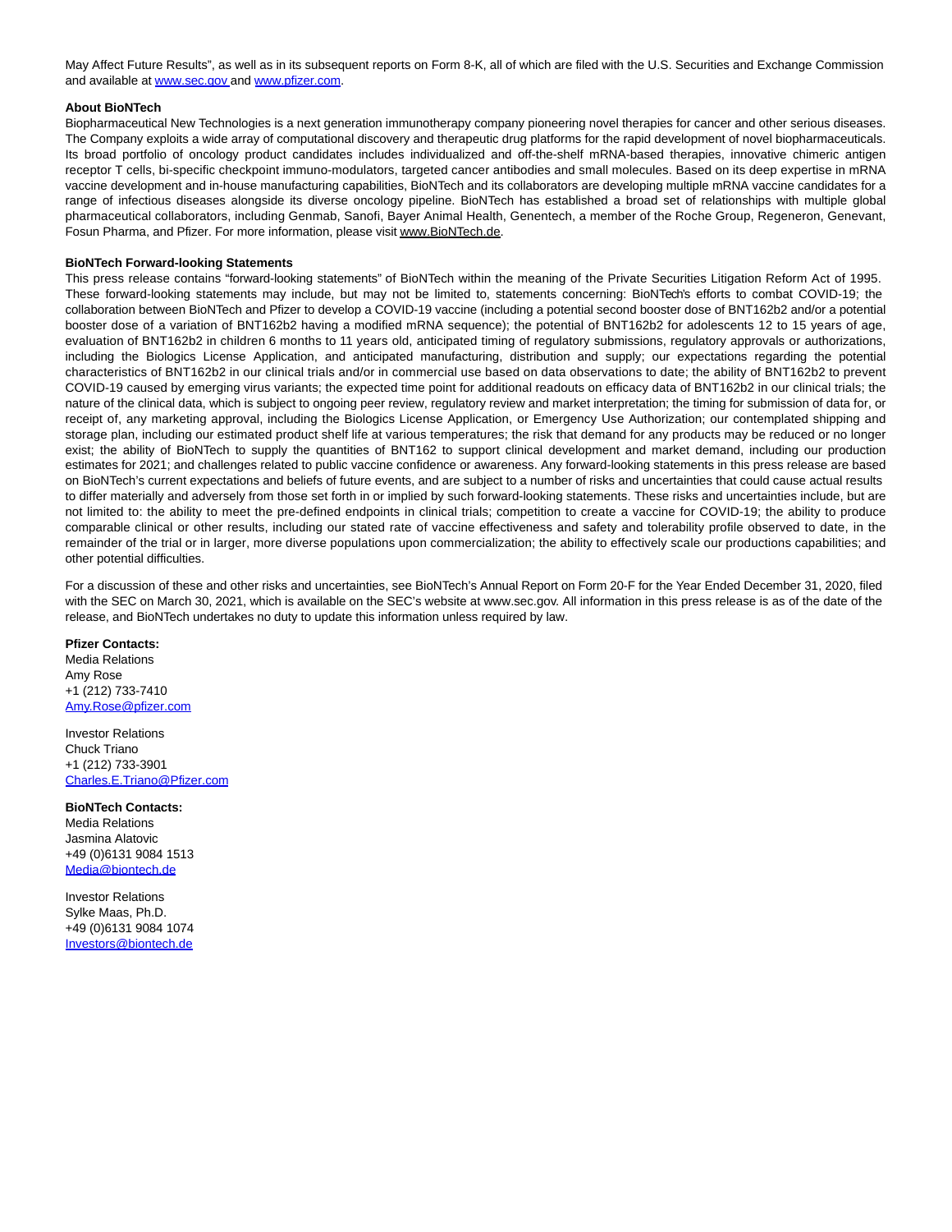May Affect Future Results", as well as in its subsequent reports on Form 8-K, all of which are filed with the U.S. Securities and Exchange Commission and available at www.sec.gov and www.pfizer.com.

**About BioNTech**

Biopharmaceutical New Technologies is a next generation immunotherapy company pioneering novel therapies for cancer and other serious diseases. The Company exploits a wide array of computational discovery and therapeutic drug platforms for the rapid development of novel biopharmaceuticals. Its broad portfolio of oncology product candidates includes individualized and off-the-shelf mRNA-based therapies, innovative chimeric antigen receptor T cells, bi-specific checkpoint immuno-modulators, targeted cancer antibodies and small molecules. Based on its deep expertise in mRNA vaccine development and in-house manufacturing capabilities, BioNTech and its collaborators are developing multiple mRNA vaccine candidates for a range of infectious diseases alongside its diverse oncology pipeline. BioNTech has established a broad set of relationships with multiple global pharmaceutical collaborators, including Genmab, Sanofi, Bayer Animal Health, Genentech, a member of the Roche Group, Regeneron, Genevant, Fosun Pharma, and Pfizer. For more information, please visit www.BioNTech.de.

**BioNTech Forward-looking Statements**

This press release contains "forward-looking statements" of BioNTech within the meaning of the Private Securities Litigation Reform Act of 1995. These forward-looking statements may include, but may not be limited to, statements concerning: BioNTech's efforts to combat COVID-19; the collaboration between BioNTech and Pfizer to develop a COVID-19 vaccine (including a potential second booster dose of BNT162b2 and/or a potential booster dose of a variation of BNT162b2 having a modified mRNA sequence); the potential of BNT162b2 for adolescents 12 to 15 years of age, evaluation of BNT162b2 in children 6 months to 11 years old, anticipated timing of regulatory submissions, regulatory approvals or authorizations, including the Biologics License Application, and anticipated manufacturing, distribution and supply; our expectations regarding the potential characteristics of BNT162b2 in our clinical trials and/or in commercial use based on data observations to date; the ability of BNT162b2 to prevent COVID-19 caused by emerging virus variants; the expected time point for additional readouts on efficacy data of BNT162b2 in our clinical trials; the nature of the clinical data, which is subject to ongoing peer review, regulatory review and market interpretation; the timing for submission of data for, or receipt of, any marketing approval, including the Biologics License Application, or Emergency Use Authorization; our contemplated shipping and storage plan, including our estimated product shelf life at various temperatures; the risk that demand for any products may be reduced or no longer exist; the ability of BioNTech to supply the quantities of BNT162 to support clinical development and market demand, including our production estimates for 2021; and challenges related to public vaccine confidence or awareness. Any forward-looking statements in this press release are based on BioNTech's current expectations and beliefs of future events, and are subject to a number of risks and uncertainties that could cause actual results to differ materially and adversely from those set forth in or implied by such forward-looking statements. These risks and uncertainties include, but are not limited to: the ability to meet the pre-defined endpoints in clinical trials; competition to create a vaccine for COVID-19; the ability to produce comparable clinical or other results, including our stated rate of vaccine effectiveness and safety and tolerability profile observed to date, in the remainder of the trial or in larger, more diverse populations upon commercialization; the ability to effectively scale our productions capabilities; and other potential difficulties.

For a discussion of these and other risks and uncertainties, see BioNTech's Annual Report on Form 20-F for the Year Ended December 31, 2020, filed with the SEC on March 30, 2021, which is available on the SEC's website at www.sec.gov. All information in this press release is as of the date of the release, and BioNTech undertakes no duty to update this information unless required by law.

**Pfizer Contacts:**

Media Relations
Amy Rose
+1 (212) 733-7410
Amy.Rose@pfizer.com

Investor Relations
Chuck Triano
+1 (212) 733-3901
Charles.E.Triano@Pfizer.com

**BioNTech Contacts:**

Media Relations
Jasmina Alatovic
+49 (0)6131 9084 1513
Media@biontech.de

Investor Relations
Sylke Maas, Ph.D.
+49 (0)6131 9084 1074
Investors@biontech.de